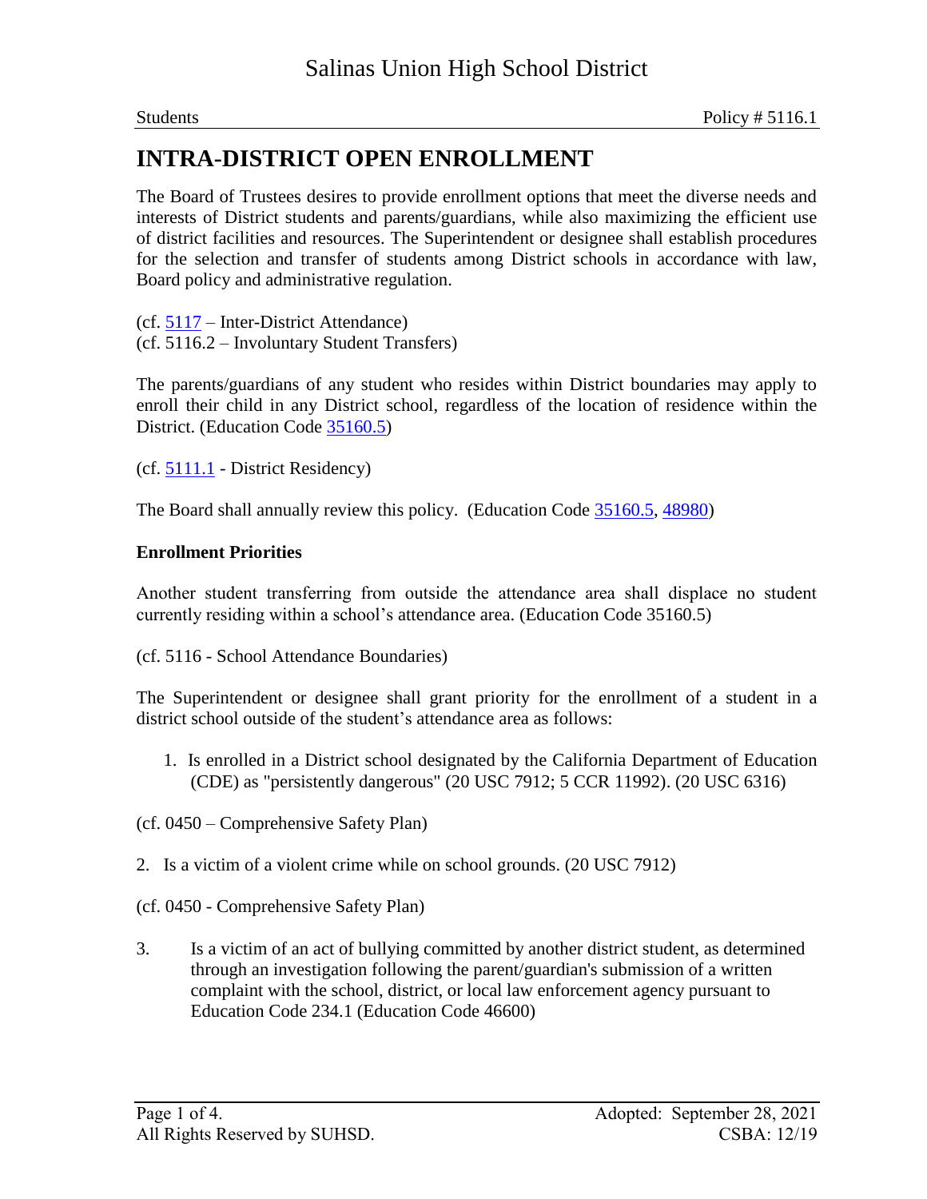# Salinas Union High School District

Students Policy # 5116.1

## INTRA-DISTRICT OPEN ENROLLMENT

The Board of Trustees desires to provide enrollment options that meet the diverse needs and interests of District students and parents/guardians, while also maximizing the efficient use of district facilities and resources. The Superintendent or designee shall establish procedures for the selection and transfer of students among District schools in accordance with law, Board policy and administrative regulation.

(cf. 5117 – Inter-District Attendance)
(cf. 5116.2 – Involuntary Student Transfers)

The parents/guardians of any student who resides within District boundaries may apply to enroll their child in any District school, regardless of the location of residence within the District. (Education Code 35160.5)

(cf. 5111.1 - District Residency)

The Board shall annually review this policy. (Education Code 35160.5, 48980)

**Enrollment Priorities**

Another student transferring from outside the attendance area shall displace no student currently residing within a school's attendance area. (Education Code 35160.5)

(cf. 5116 - School Attendance Boundaries)

The Superintendent or designee shall grant priority for the enrollment of a student in a district school outside of the student's attendance area as follows:

1. Is enrolled in a District school designated by the California Department of Education (CDE) as "persistently dangerous" (20 USC 7912; 5 CCR 11992). (20 USC 6316)

(cf. 0450 – Comprehensive Safety Plan)

2. Is a victim of a violent crime while on school grounds. (20 USC 7912)

(cf. 0450 - Comprehensive Safety Plan)

3. Is a victim of an act of bullying committed by another district student, as determined through an investigation following the parent/guardian's submission of a written complaint with the school, district, or local law enforcement agency pursuant to Education Code 234.1 (Education Code 46600)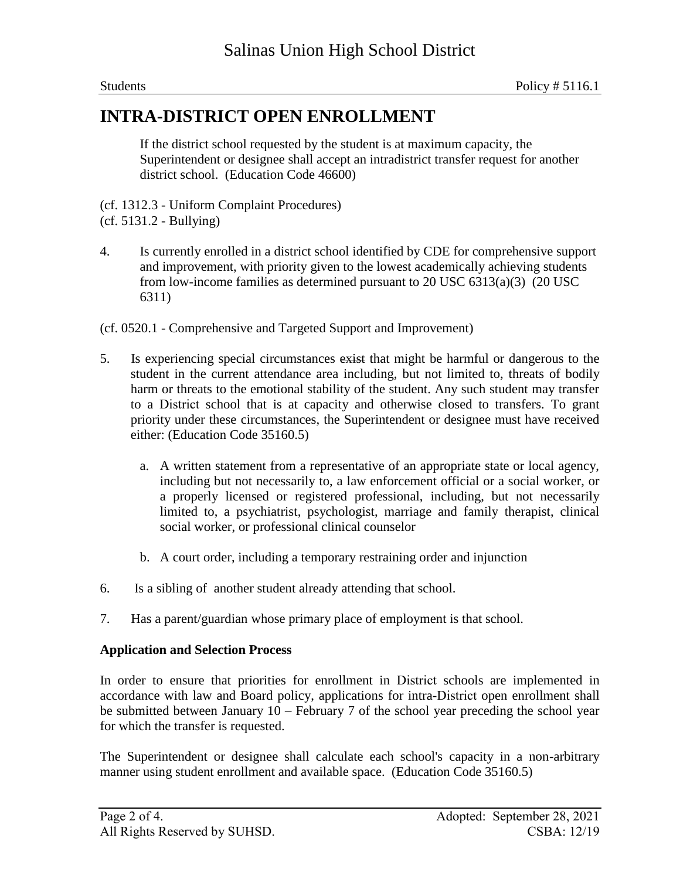# INTRA-DISTRICT OPEN ENROLLMENT

If the district school requested by the student is at maximum capacity, the Superintendent or designee shall accept an intradistrict transfer request for another district school. (Education Code 46600)

(cf. 1312.3 - Uniform Complaint Procedures)
(cf. 5131.2 - Bullying)

4. Is currently enrolled in a district school identified by CDE for comprehensive support and improvement, with priority given to the lowest academically achieving students from low-income families as determined pursuant to 20 USC 6313(a)(3) (20 USC 6311)

(cf. 0520.1 - Comprehensive and Targeted Support and Improvement)

5. Is experiencing special circumstances ~~exist~~ that might be harmful or dangerous to the student in the current attendance area including, but not limited to, threats of bodily harm or threats to the emotional stability of the student. Any such student may transfer to a District school that is at capacity and otherwise closed to transfers. To grant priority under these circumstances, the Superintendent or designee must have received either: (Education Code 35160.5)

   a. A written statement from a representative of an appropriate state or local agency, including but not necessarily to, a law enforcement official or a social worker, or a properly licensed or registered professional, including, but not necessarily limited to, a psychiatrist, psychologist, marriage and family therapist, clinical social worker, or professional clinical counselor

   b. A court order, including a temporary restraining order and injunction

6. Is a sibling of another student already attending that school.

7. Has a parent/guardian whose primary place of employment is that school.

**Application and Selection Process**

In order to ensure that priorities for enrollment in District schools are implemented in accordance with law and Board policy, applications for intra-District open enrollment shall be submitted between January 10 – February 7 of the school year preceding the school year for which the transfer is requested.

The Superintendent or designee shall calculate each school's capacity in a non-arbitrary manner using student enrollment and available space. (Education Code 35160.5)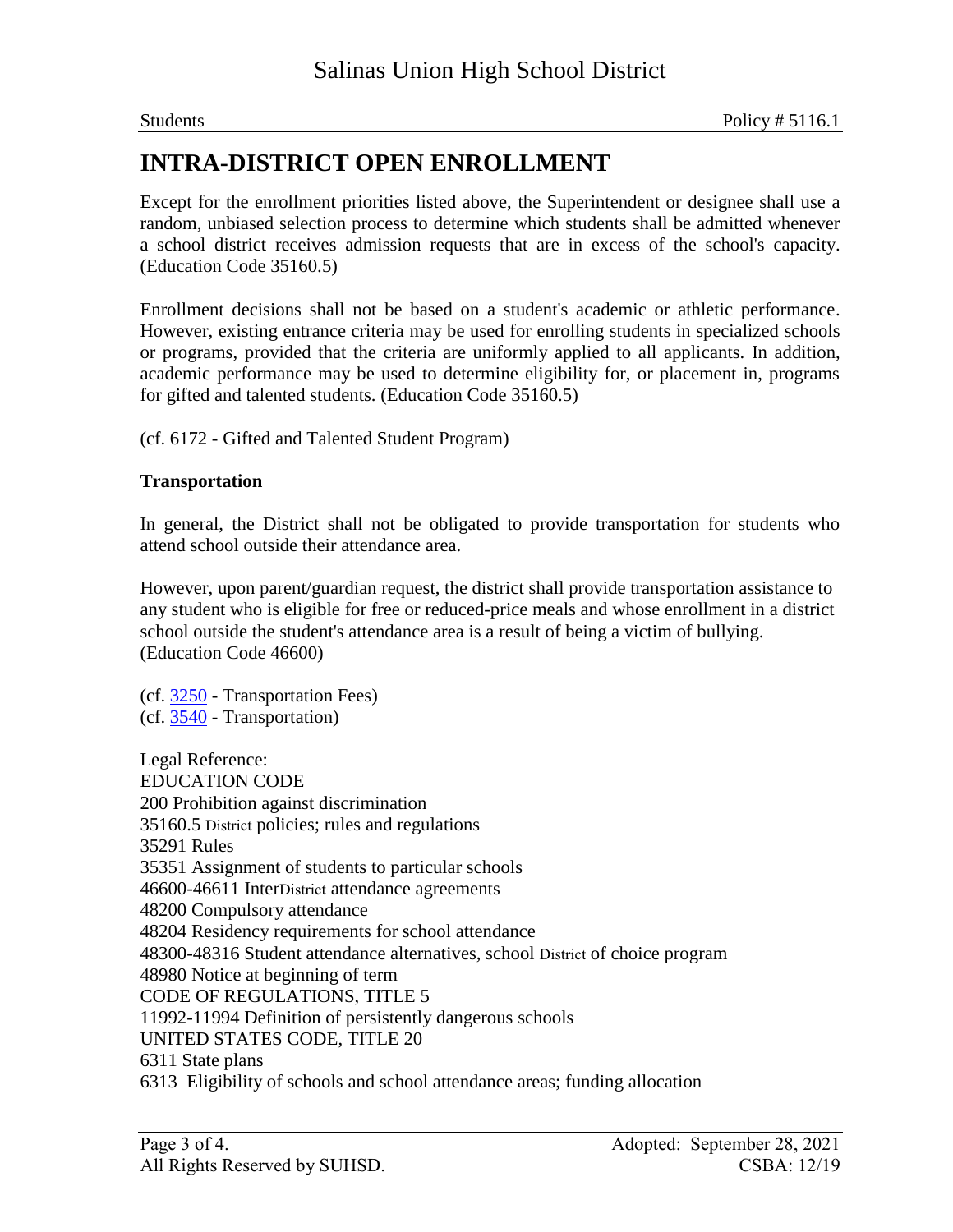# INTRA-DISTRICT OPEN ENROLLMENT

Except for the enrollment priorities listed above, the Superintendent or designee shall use a random, unbiased selection process to determine which students shall be admitted whenever a school district receives admission requests that are in excess of the school's capacity. (Education Code 35160.5)

Enrollment decisions shall not be based on a student's academic or athletic performance. However, existing entrance criteria may be used for enrolling students in specialized schools or programs, provided that the criteria are uniformly applied to all applicants. In addition, academic performance may be used to determine eligibility for, or placement in, programs for gifted and talented students. (Education Code 35160.5)

(cf. 6172 - Gifted and Talented Student Program)

**Transportation**

In general, the District shall not be obligated to provide transportation for students who attend school outside their attendance area.

However, upon parent/guardian request, the district shall provide transportation assistance to any student who is eligible for free or reduced-price meals and whose enrollment in a district school outside the student's attendance area is a result of being a victim of bullying. (Education Code 46600)

(cf. 3250 - Transportation Fees)
(cf. 3540 - Transportation)

Legal Reference:
EDUCATION CODE
200 Prohibition against discrimination
35160.5 District policies; rules and regulations
35291 Rules
35351 Assignment of students to particular schools
46600-46611 InterDistrict attendance agreements
48200 Compulsory attendance
48204 Residency requirements for school attendance
48300-48316 Student attendance alternatives, school District of choice program
48980 Notice at beginning of term
CODE OF REGULATIONS, TITLE 5
11992-11994 Definition of persistently dangerous schools
UNITED STATES CODE, TITLE 20
6311 State plans
6313 Eligibility of schools and school attendance areas; funding allocation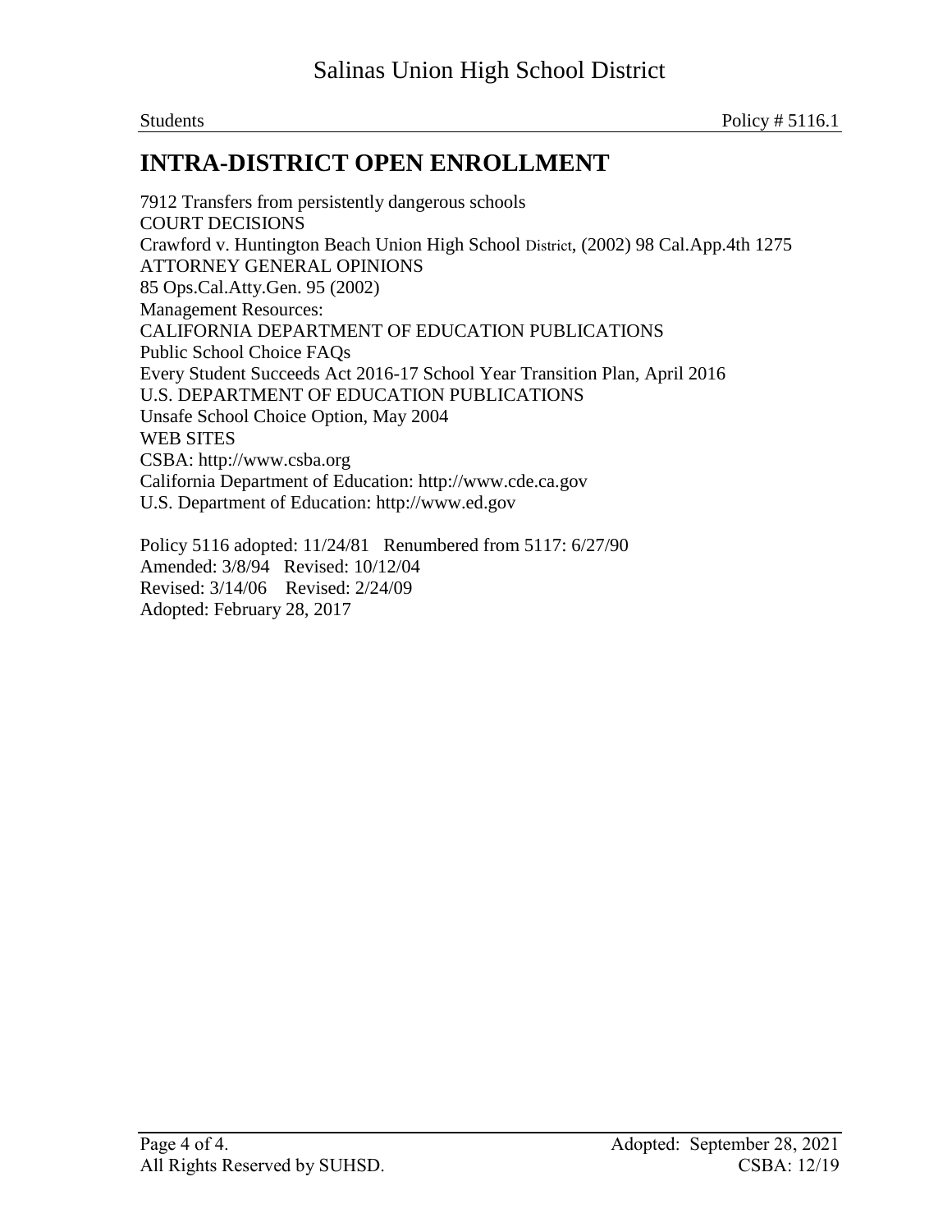# INTRA-DISTRICT OPEN ENROLLMENT

7912 Transfers from persistently dangerous schools
COURT DECISIONS
Crawford v. Huntington Beach Union High School District, (2002) 98 Cal.App.4th 1275
ATTORNEY GENERAL OPINIONS
85 Ops.Cal.Atty.Gen. 95 (2002)
Management Resources:
CALIFORNIA DEPARTMENT OF EDUCATION PUBLICATIONS
Public School Choice FAQs
Every Student Succeeds Act 2016-17 School Year Transition Plan, April 2016
U.S. DEPARTMENT OF EDUCATION PUBLICATIONS
Unsafe School Choice Option, May 2004
WEB SITES
CSBA: http://www.csba.org
California Department of Education: http://www.cde.ca.gov
U.S. Department of Education: http://www.ed.gov

Policy 5116 adopted: 11/24/81 Renumbered from 5117: 6/27/90
Amended: 3/8/94 Revised: 10/12/04
Revised: 3/14/06 Revised: 2/24/09
Adopted: February 28, 2017